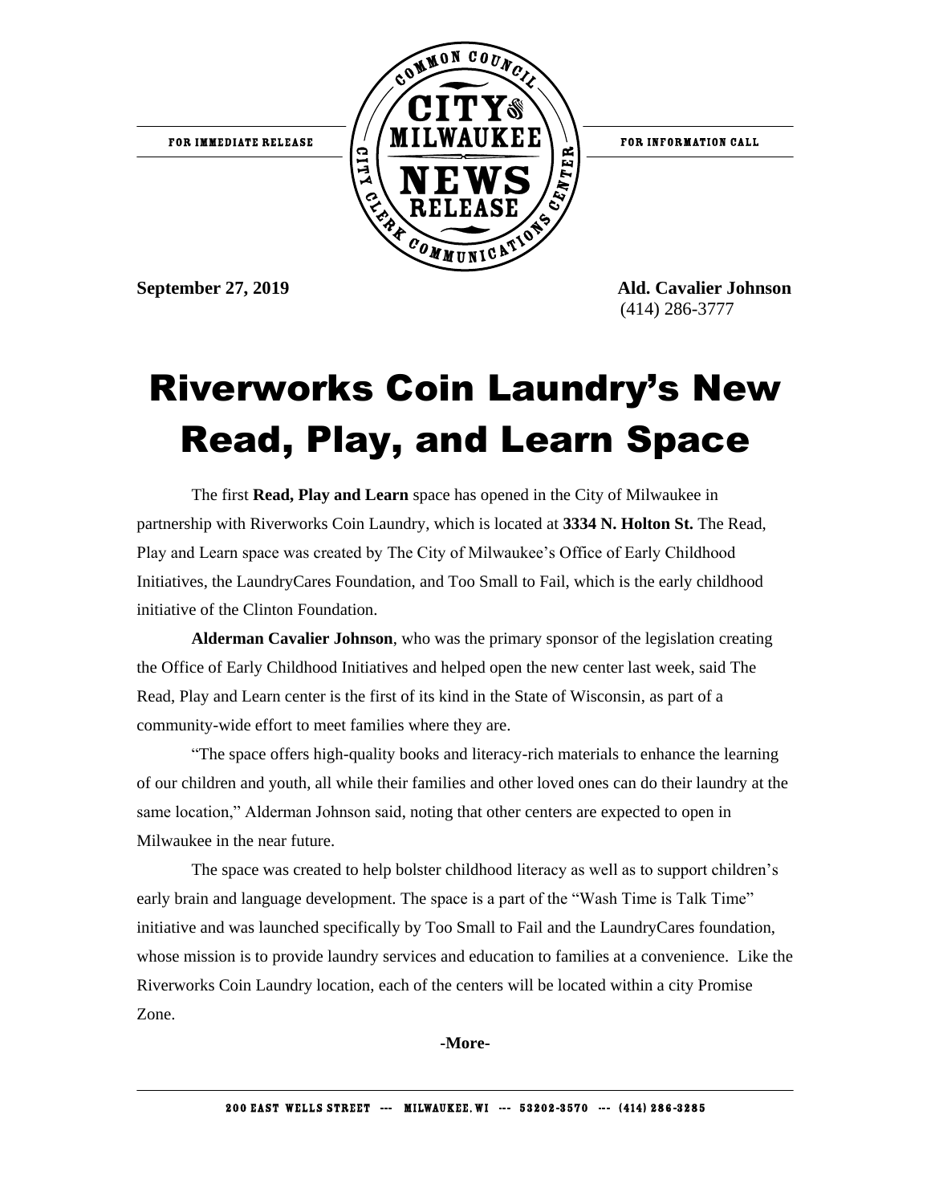FOR IMMEDIATE RELEASE

COMMON COUNCIL CITY OF MILWAUKEE NEWS RELEASE CITY CLERK COMMUNICATIONS CENTER

FOR INFORMATION CALL

**September 27, 2019**

**Ald. Cavalier Johnson**
(414) 286-3777

# Riverworks Coin Laundry's New Read, Play, and Learn Space

The first **Read, Play and Learn** space has opened in the City of Milwaukee in partnership with Riverworks Coin Laundry, which is located at **3334 N. Holton St.** The Read, Play and Learn space was created by The City of Milwaukee's Office of Early Childhood Initiatives, the LaundryCares Foundation, and Too Small to Fail, which is the early childhood initiative of the Clinton Foundation.

**Alderman Cavalier Johnson**, who was the primary sponsor of the legislation creating the Office of Early Childhood Initiatives and helped open the new center last week, said The Read, Play and Learn center is the first of its kind in the State of Wisconsin, as part of a community-wide effort to meet families where they are.

"The space offers high-quality books and literacy-rich materials to enhance the learning of our children and youth, all while their families and other loved ones can do their laundry at the same location," Alderman Johnson said, noting that other centers are expected to open in Milwaukee in the near future.

The space was created to help bolster childhood literacy as well as to support children's early brain and language development. The space is a part of the "Wash Time is Talk Time" initiative and was launched specifically by Too Small to Fail and the LaundryCares foundation, whose mission is to provide laundry services and education to families at a convenience. Like the Riverworks Coin Laundry location, each of the centers will be located within a city Promise Zone.

-More-

200 EAST WELLS STREET --- MILWAUKEE, WI --- 53202-3570 --- (414) 286-3285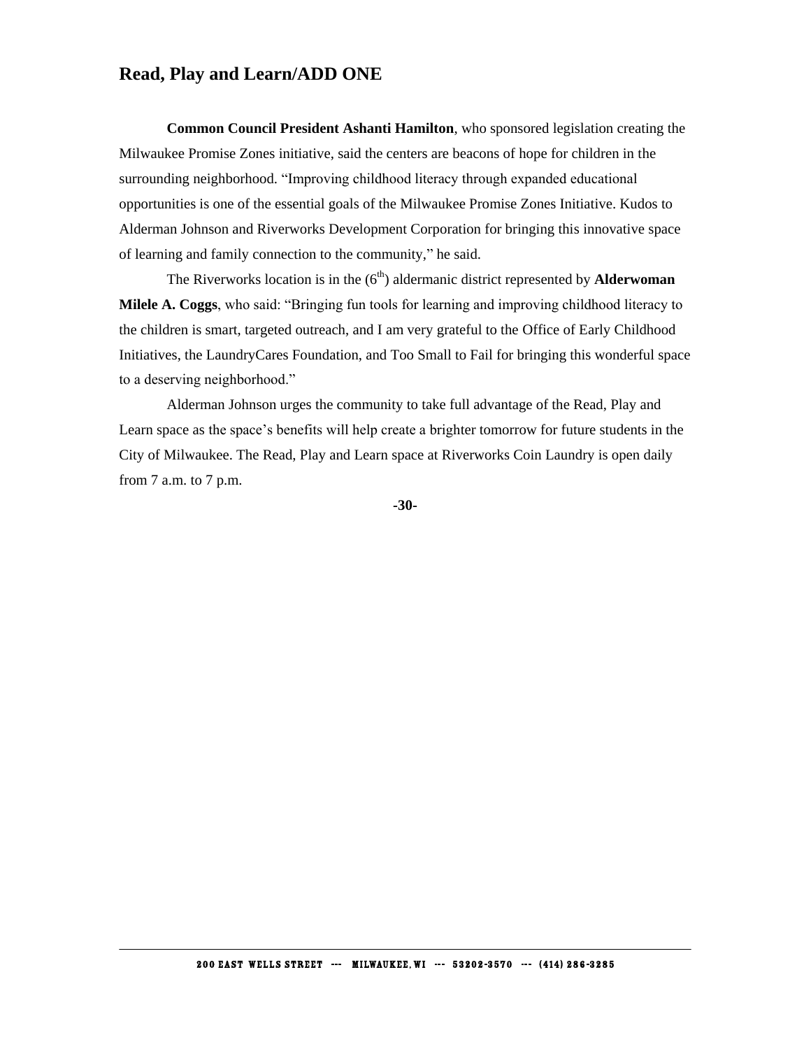## Read, Play and Learn/ADD ONE

**Common Council President Ashanti Hamilton**, who sponsored legislation creating the Milwaukee Promise Zones initiative, said the centers are beacons of hope for children in the surrounding neighborhood. "Improving childhood literacy through expanded educational opportunities is one of the essential goals of the Milwaukee Promise Zones Initiative. Kudos to Alderman Johnson and Riverworks Development Corporation for bringing this innovative space of learning and family connection to the community," he said.

The Riverworks location is in the (6th) aldermanic district represented by **Alderwoman Milele A. Coggs**, who said: "Bringing fun tools for learning and improving childhood literacy to the children is smart, targeted outreach, and I am very grateful to the Office of Early Childhood Initiatives, the LaundryCares Foundation, and Too Small to Fail for bringing this wonderful space to a deserving neighborhood."

Alderman Johnson urges the community to take full advantage of the Read, Play and Learn space as the space's benefits will help create a brighter tomorrow for future students in the City of Milwaukee. The Read, Play and Learn space at Riverworks Coin Laundry is open daily from 7 a.m. to 7 p.m.

**-30-**